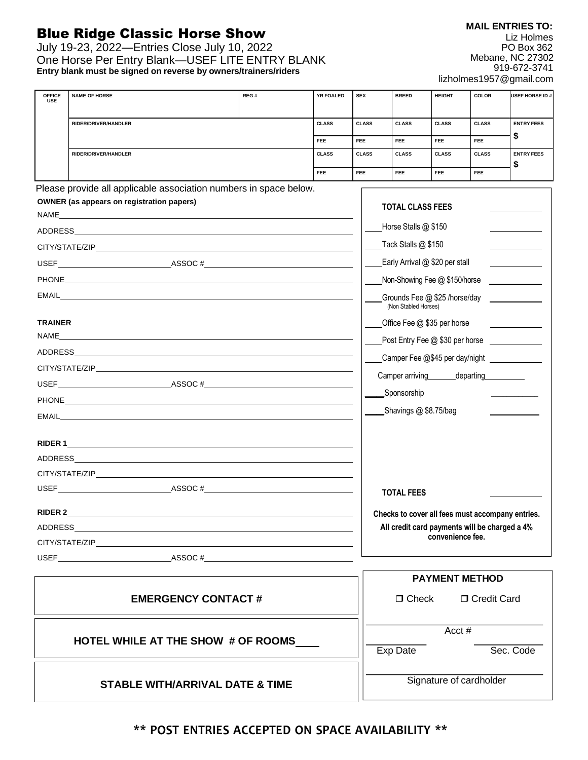# Blue Ridge Classic Horse Show

July 19-23, 2022—Entries Close July 10, 2022
One Horse Per Entry Blank—USEF LITE ENTRY BLANK
**Entry blank must be signed on reverse by owners/trainers/riders**

**MAIL ENTRIES TO:**
Liz Holmes
PO Box 362
Mebane, NC 27302
919-672-3741
lizholmes1957@gmail.com

| OFFICE USE | NAME OF HORSE | REG # | YR FOALED | SEX | BREED | HEIGHT | COLOR | USEF HORSE ID # |
|---|---|---|---|---|---|---|---|---|
| | | | | | | | | |
| | RIDER/DRIVER/HANDLER | | CLASS | CLASS | CLASS | CLASS | CLASS | ENTRY FEES |
| | | | FEE | FEE | FEE | FEE | FEE | $ |
| | RIDER/DRIVER/HANDLER | | CLASS | CLASS | CLASS | CLASS | CLASS | ENTRY FEES |
| | | | FEE | FEE | FEE | FEE | FEE | $ |

Please provide all applicable association numbers in space below.

**OWNER (as appears on registration papers)**

NAME\_\_\_\_\_\_\_\_\_\_\_\_\_\_\_\_\_\_\_\_

ADDRESS\_\_\_\_\_\_\_\_\_\_\_\_\_\_\_\_\_\_\_\_

CITY/STATE/ZIP\_\_\_\_\_\_\_\_\_\_\_\_\_\_\_\_\_\_\_\_

USEF\_\_\_\_\_\_\_\_\_\_ ASSOC #\_\_\_\_\_\_\_\_\_\_

PHONE\_\_\_\_\_\_\_\_\_\_\_\_\_\_\_\_\_\_\_\_

EMAIL\_\_\_\_\_\_\_\_\_\_\_\_\_\_\_\_\_\_\_\_

**TRAINER**

NAME\_\_\_\_\_\_\_\_\_\_\_\_\_\_\_\_\_\_\_\_

ADDRESS\_\_\_\_\_\_\_\_\_\_\_\_\_\_\_\_\_\_\_\_

CITY/STATE/ZIP\_\_\_\_\_\_\_\_\_\_\_\_\_\_\_\_\_\_\_\_

USEF\_\_\_\_\_\_\_\_\_\_ ASSOC #\_\_\_\_\_\_\_\_\_\_

PHONE\_\_\_\_\_\_\_\_\_\_\_\_\_\_\_\_\_\_\_\_

EMAIL\_\_\_\_\_\_\_\_\_\_\_\_\_\_\_\_\_\_\_\_

**RIDER 1**\_\_\_\_\_\_\_\_\_\_\_\_\_\_\_\_\_\_\_\_

ADDRESS\_\_\_\_\_\_\_\_\_\_\_\_\_\_\_\_\_\_\_\_

CITY/STATE/ZIP\_\_\_\_\_\_\_\_\_\_\_\_\_\_\_\_\_\_\_\_

USEF\_\_\_\_\_\_\_\_\_\_ ASSOC #\_\_\_\_\_\_\_\_\_\_

**RIDER 2**\_\_\_\_\_\_\_\_\_\_\_\_\_\_\_\_\_\_\_\_

ADDRESS\_\_\_\_\_\_\_\_\_\_\_\_\_\_\_\_\_\_\_\_

CITY/STATE/ZIP\_\_\_\_\_\_\_\_\_\_\_\_\_\_\_\_\_\_\_\_

USEF\_\_\_\_\_\_\_\_\_\_ ASSOC #\_\_\_\_\_\_\_\_\_\_

| | |
|---|---|
| **TOTAL CLASS FEES** | \_\_\_\_\_\_ |
| \_\_\_\_Horse Stalls @ $150 | \_\_\_\_\_\_ |
| \_\_\_\_Tack Stalls @ $150 | \_\_\_\_\_\_ |
| \_\_\_\_Early Arrival @ $20 per stall | \_\_\_\_\_\_ |
| \_\_\_\_Non-Showing Fee @ $150/horse | \_\_\_\_\_\_ |
| \_\_\_\_Grounds Fee @ $25 /horse/day (Non Stabled Horses) | \_\_\_\_\_\_ |
| \_\_\_\_Office Fee @ $35 per horse | \_\_\_\_\_\_ |
| \_\_\_\_Post Entry Fee @ $30 per horse | \_\_\_\_\_\_ |
| \_\_\_\_Camper Fee @$45 per day/night | \_\_\_\_\_\_ |
| Camper arriving\_\_\_\_\_departing\_\_\_\_\_ | |
| \_\_\_\_Sponsorship | \_\_\_\_\_\_ |
| \_\_\_\_Shavings @ $8.75/bag | \_\_\_\_\_\_ |
| **TOTAL FEES** | \_\_\_\_\_\_ |

**Checks to cover all fees must accompany entries.**
**All credit card payments will be charged a 4% convenience fee.**

**EMERGENCY CONTACT #**

**HOTEL WHILE AT THE SHOW # OF ROOMS**\_\_\_\_

**STABLE WITH/ARRIVAL DATE & TIME**

**PAYMENT METHOD**

❒ Check ❒ Credit Card

\_\_\_\_\_\_\_\_\_\_\_\_\_\_\_\_\_\_\_\_
Acct #

\_\_\_\_\_\_\_\_\_\_ \_\_\_\_\_\_\_\_\_\_
Exp Date Sec. Code

\_\_\_\_\_\_\_\_\_\_\_\_\_\_\_\_\_\_\_\_
Signature of cardholder

**\*\* POST ENTRIES ACCEPTED ON SPACE AVAILABILITY \*\***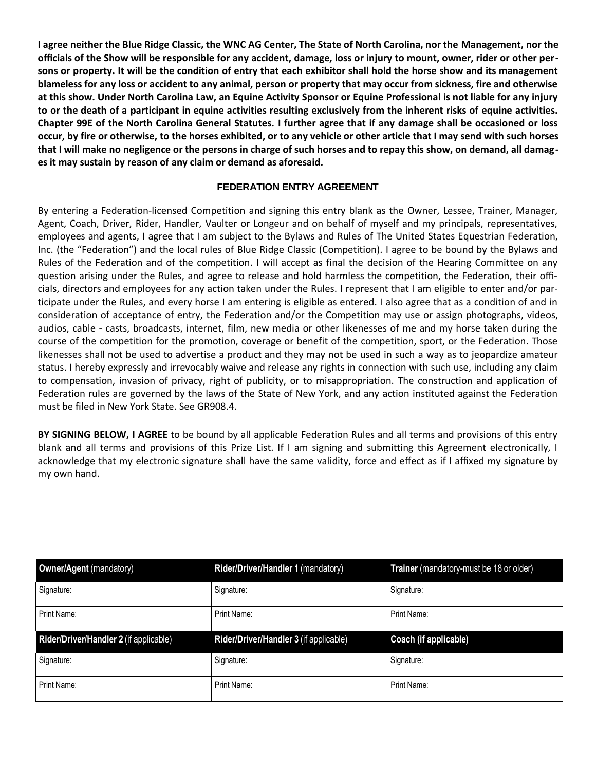**I agree neither the Blue Ridge Classic, the WNC AG Center, The State of North Carolina, nor the Management, nor the officials of the Show will be responsible for any accident, damage, loss or injury to mount, owner, rider or other persons or property. It will be the condition of entry that each exhibitor shall hold the horse show and its management blameless for any loss or accident to any animal, person or property that may occur from sickness, fire and otherwise at this show. Under North Carolina Law, an Equine Activity Sponsor or Equine Professional is not liable for any injury to or the death of a participant in equine activities resulting exclusively from the inherent risks of equine activities. Chapter 99E of the North Carolina General Statutes. I further agree that if any damage shall be occasioned or loss occur, by fire or otherwise, to the horses exhibited, or to any vehicle or other article that I may send with such horses that I will make no negligence or the persons in charge of such horses and to repay this show, on demand, all damages it may sustain by reason of any claim or demand as aforesaid.**

## FEDERATION ENTRY AGREEMENT

By entering a Federation-licensed Competition and signing this entry blank as the Owner, Lessee, Trainer, Manager, Agent, Coach, Driver, Rider, Handler, Vaulter or Longeur and on behalf of myself and my principals, representatives, employees and agents, I agree that I am subject to the Bylaws and Rules of The United States Equestrian Federation, Inc. (the "Federation") and the local rules of Blue Ridge Classic (Competition). I agree to be bound by the Bylaws and Rules of the Federation and of the competition. I will accept as final the decision of the Hearing Committee on any question arising under the Rules, and agree to release and hold harmless the competition, the Federation, their officials, directors and employees for any action taken under the Rules. I represent that I am eligible to enter and/or participate under the Rules, and every horse I am entering is eligible as entered. I also agree that as a condition of and in consideration of acceptance of entry, the Federation and/or the Competition may use or assign photographs, videos, audios, cable - casts, broadcasts, internet, film, new media or other likenesses of me and my horse taken during the course of the competition for the promotion, coverage or benefit of the competition, sport, or the Federation. Those likenesses shall not be used to advertise a product and they may not be used in such a way as to jeopardize amateur status. I hereby expressly and irrevocably waive and release any rights in connection with such use, including any claim to compensation, invasion of privacy, right of publicity, or to misappropriation. The construction and application of Federation rules are governed by the laws of the State of New York, and any action instituted against the Federation must be filed in New York State. See GR908.4.

**BY SIGNING BELOW, I AGREE** to be bound by all applicable Federation Rules and all terms and provisions of this entry blank and all terms and provisions of this Prize List. If I am signing and submitting this Agreement electronically, I acknowledge that my electronic signature shall have the same validity, force and effect as if I affixed my signature by my own hand.

| **Owner/Agent** (mandatory) | **Rider/Driver/Handler 1** (mandatory) | **Trainer** (mandatory-must be 18 or older) |
|---|---|---|
| Signature: | Signature: | Signature: |
| Print Name: | Print Name: | Print Name: |
| **Rider/Driver/Handler 2** (if applicable) | **Rider/Driver/Handler 3** (if applicable) | **Coach (if applicable)** |
| Signature: | Signature: | Signature: |
| Print Name: | Print Name: | Print Name: |